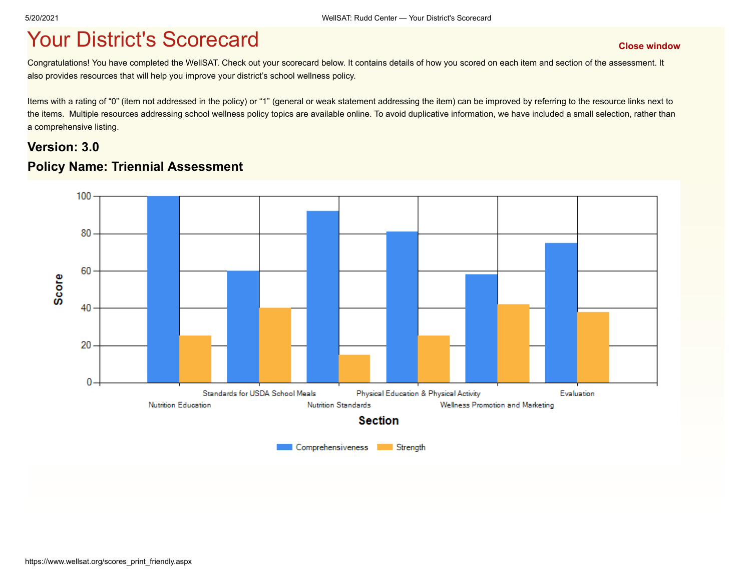# Your District's Scorecard

Close window

Congratulations! You have completed the WellSAT. Check out your scorecard below. It contains details of how you scored on each item and section of the assessment. It also provides resources that will help you improve your district's school wellness policy.

Items with a rating of “0” (item not addressed in the policy) or “1” (general or weak statement addressing the item) can be improved by referring to the resource links next to the items. Multiple resources addressing school wellness policy topics are available online. To avoid duplicative information, we have included a small selection, rather than a comprehensive listing.

### Version: 3.0

### Policy Name: Triennial Assessment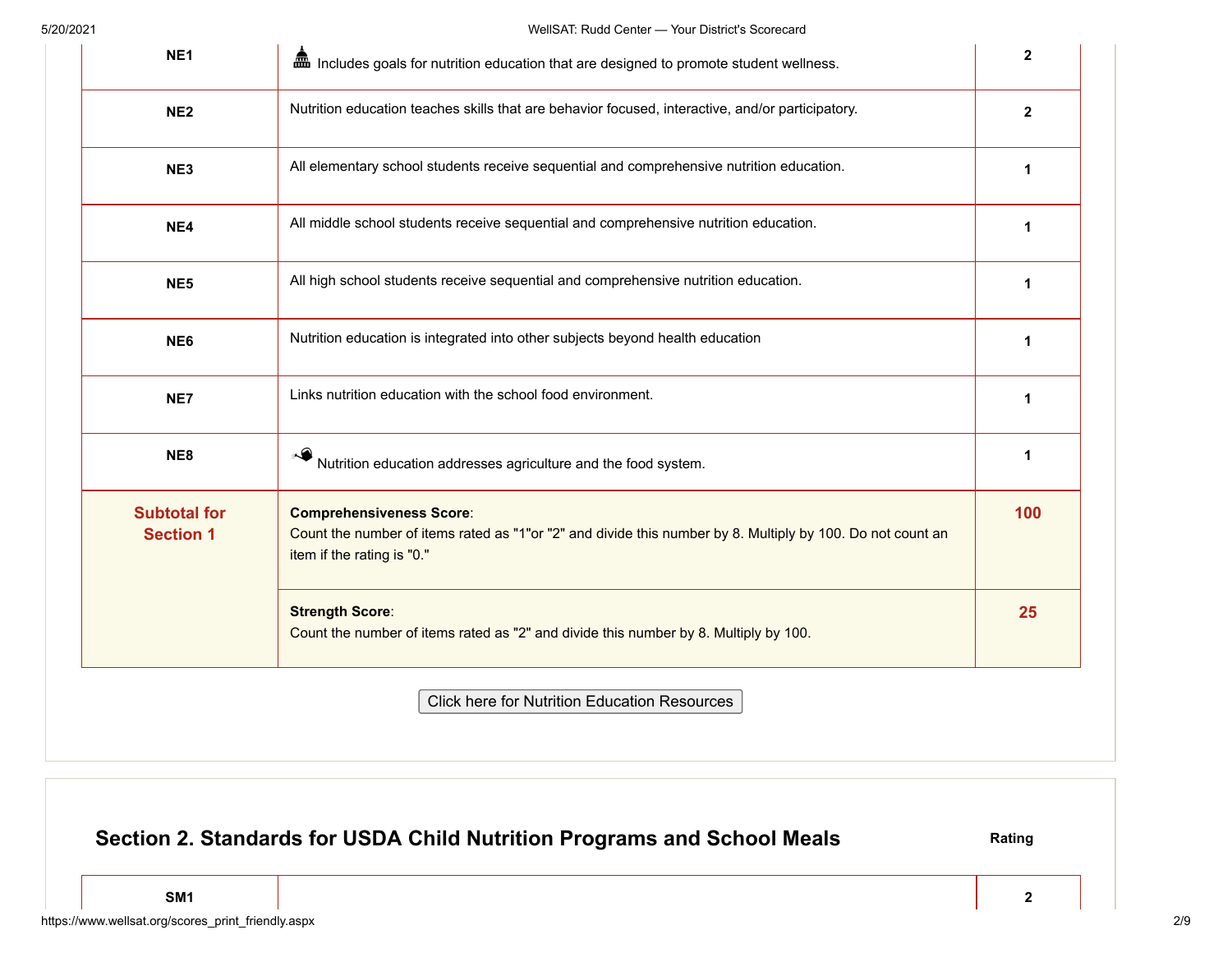| | | |
|---|---|---|
| **NE1** | Includes goals for nutrition education that are designed to promote student wellness. | **2** |
| **NE2** | Nutrition education teaches skills that are behavior focused, interactive, and/or participatory. | **2** |
| **NE3** | All elementary school students receive sequential and comprehensive nutrition education. | **1** |
| **NE4** | All middle school students receive sequential and comprehensive nutrition education. | **1** |
| **NE5** | All high school students receive sequential and comprehensive nutrition education. | **1** |
| **NE6** | Nutrition education is integrated into other subjects beyond health education | **1** |
| **NE7** | Links nutrition education with the school food environment. | **1** |
| **NE8** | Nutrition education addresses agriculture and the food system. | **1** |
| **Subtotal for Section 1** | **Comprehensiveness Score**: Count the number of items rated as "1"or "2" and divide this number by 8. Multiply by 100. Do not count an item if the rating is "0." | **100** |
| | **Strength Score**: Count the number of items rated as "2" and divide this number by 8. Multiply by 100. | **25** |

Click here for Nutrition Education Resources

## Section 2. Standards for USDA Child Nutrition Programs and School Meals

| | | Rating |
|---|---|---|
| **SM1** | | **2** |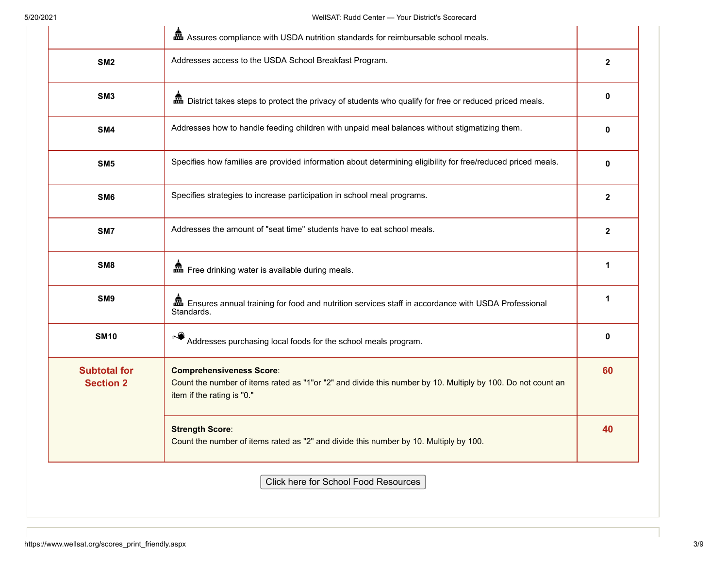| | | |
|---|---|---|
| | Assures compliance with USDA nutrition standards for reimbursable school meals. | |
| **SM2** | Addresses access to the USDA School Breakfast Program. | **2** |
| **SM3** | District takes steps to protect the privacy of students who qualify for free or reduced priced meals. | **0** |
| **SM4** | Addresses how to handle feeding children with unpaid meal balances without stigmatizing them. | **0** |
| **SM5** | Specifies how families are provided information about determining eligibility for free/reduced priced meals. | **0** |
| **SM6** | Specifies strategies to increase participation in school meal programs. | **2** |
| **SM7** | Addresses the amount of "seat time" students have to eat school meals. | **2** |
| **SM8** | Free drinking water is available during meals. | **1** |
| **SM9** | Ensures annual training for food and nutrition services staff in accordance with USDA Professional Standards. | **1** |
| **SM10** | Addresses purchasing local foods for the school meals program. | **0** |
| **Subtotal for Section 2** | **Comprehensiveness Score**: Count the number of items rated as "1"or "2" and divide this number by 10. Multiply by 100. Do not count an item if the rating is "0." | **60** |
| | **Strength Score**: Count the number of items rated as "2" and divide this number by 10. Multiply by 100. | **40** |

Click here for School Food Resources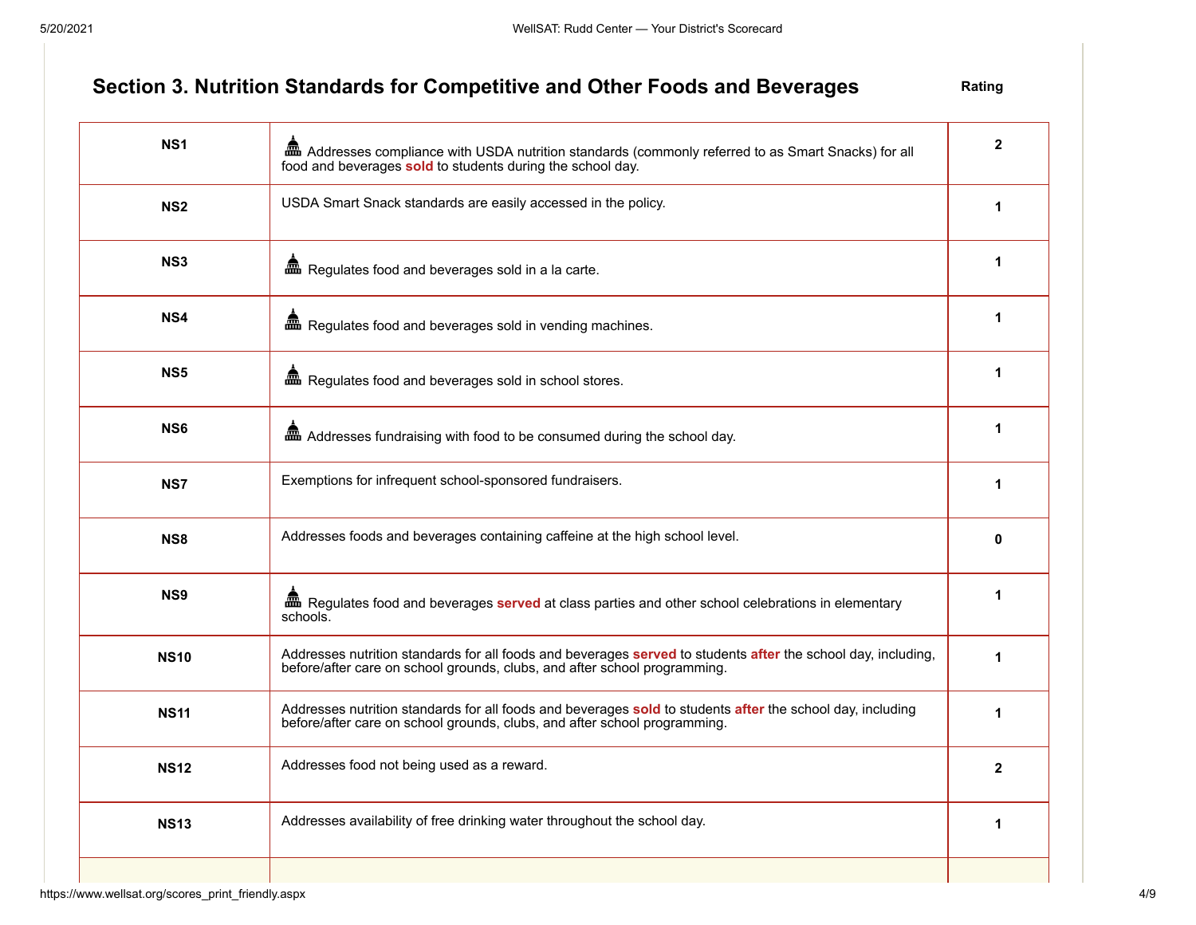## Section 3. Nutrition Standards for Competitive and Other Foods and Beverages

| | | Rating |
|---|---|---|
| NS1 | Addresses compliance with USDA nutrition standards (commonly referred to as Smart Snacks) for all food and beverages **sold** to students during the school day. | 2 |
| NS2 | USDA Smart Snack standards are easily accessed in the policy. | 1 |
| NS3 | Regulates food and beverages sold in a la carte. | 1 |
| NS4 | Regulates food and beverages sold in vending machines. | 1 |
| NS5 | Regulates food and beverages sold in school stores. | 1 |
| NS6 | Addresses fundraising with food to be consumed during the school day. | 1 |
| NS7 | Exemptions for infrequent school-sponsored fundraisers. | 1 |
| NS8 | Addresses foods and beverages containing caffeine at the high school level. | 0 |
| NS9 | Regulates food and beverages **served** at class parties and other school celebrations in elementary schools. | 1 |
| NS10 | Addresses nutrition standards for all foods and beverages **served** to students **after** the school day, including, before/after care on school grounds, clubs, and after school programming. | 1 |
| NS11 | Addresses nutrition standards for all foods and beverages **sold** to students **after** the school day, including before/after care on school grounds, clubs, and after school programming. | 1 |
| NS12 | Addresses food not being used as a reward. | 2 |
| NS13 | Addresses availability of free drinking water throughout the school day. | 1 |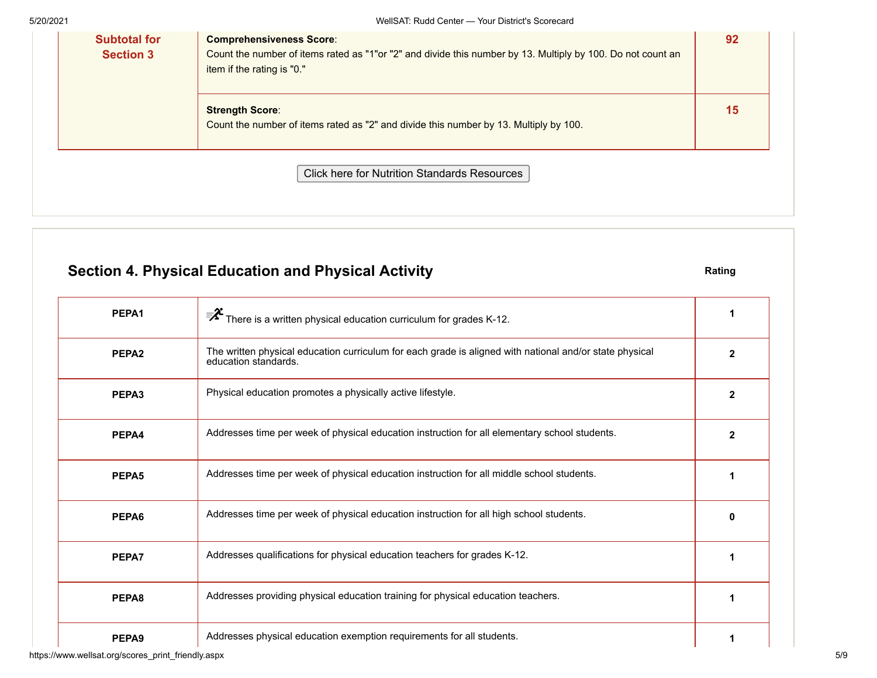| Subtotal for Section 3 | Score | |
|---|---|---|
| | **Comprehensiveness Score**: Count the number of items rated as "1"or "2" and divide this number by 13. Multiply by 100. Do not count an item if the rating is "0." | 92 |
| | **Strength Score**: Count the number of items rated as "2" and divide this number by 13. Multiply by 100. | 15 |

Click here for Nutrition Standards Resources

## Section 4. Physical Education and Physical Activity

| Item | Description | Rating |
|---|---|---|
| PEPA1 | There is a written physical education curriculum for grades K-12. | 1 |
| PEPA2 | The written physical education curriculum for each grade is aligned with national and/or state physical education standards. | 2 |
| PEPA3 | Physical education promotes a physically active lifestyle. | 2 |
| PEPA4 | Addresses time per week of physical education instruction for all elementary school students. | 2 |
| PEPA5 | Addresses time per week of physical education instruction for all middle school students. | 1 |
| PEPA6 | Addresses time per week of physical education instruction for all high school students. | 0 |
| PEPA7 | Addresses qualifications for physical education teachers for grades K-12. | 1 |
| PEPA8 | Addresses providing physical education training for physical education teachers. | 1 |
| PEPA9 | Addresses physical education exemption requirements for all students. | 1 |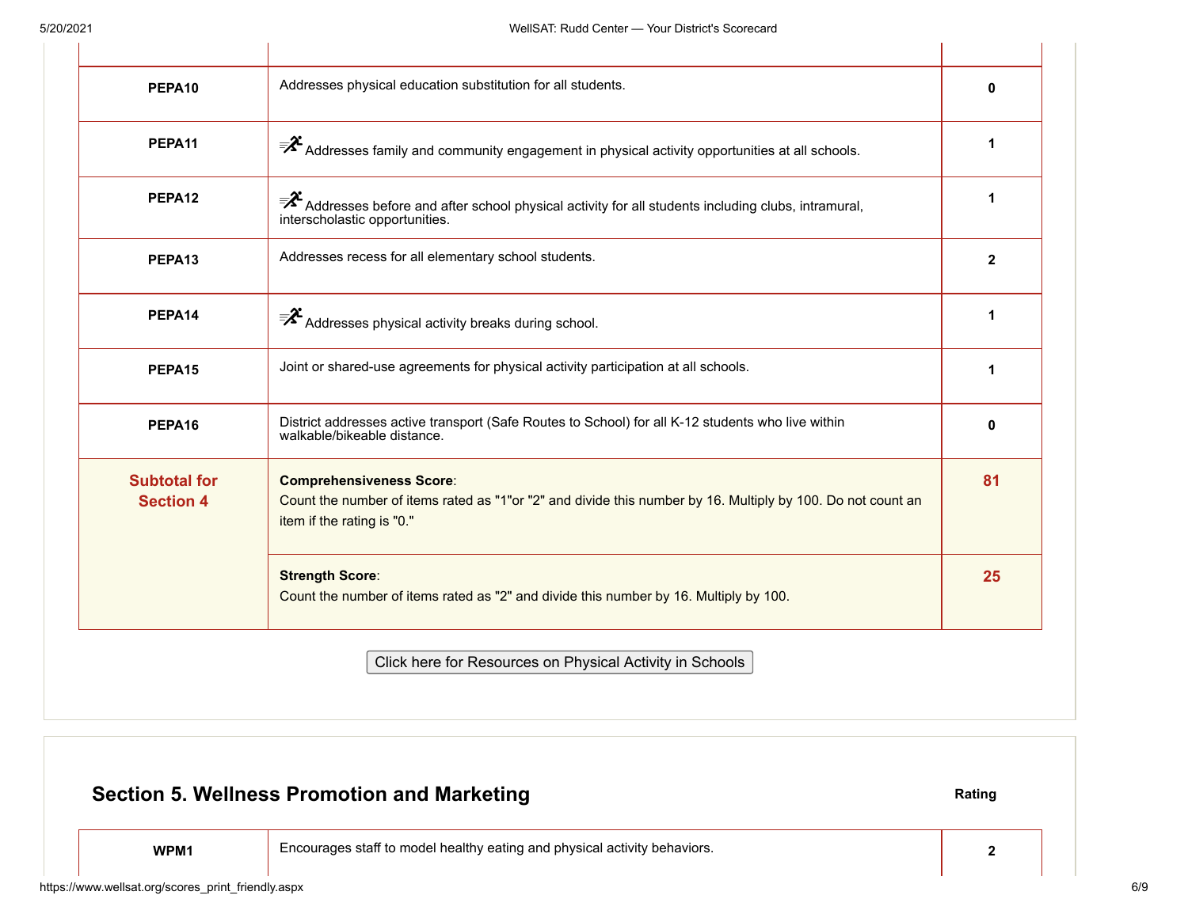| | | |
|---|---|---|
| **PEPA10** | Addresses physical education substitution for all students. | **0** |
| **PEPA11** | Addresses family and community engagement in physical activity opportunities at all schools. | **1** |
| **PEPA12** | Addresses before and after school physical activity for all students including clubs, intramural, interscholastic opportunities. | **1** |
| **PEPA13** | Addresses recess for all elementary school students. | **2** |
| **PEPA14** | Addresses physical activity breaks during school. | **1** |
| **PEPA15** | Joint or shared-use agreements for physical activity participation at all schools. | **1** |
| **PEPA16** | District addresses active transport (Safe Routes to School) for all K-12 students who live within walkable/bikeable distance. | **0** |
| **Subtotal for Section 4** | **Comprehensiveness Score**: Count the number of items rated as "1"or "2" and divide this number by 16. Multiply by 100. Do not count an item if the rating is "0." | **81** |
| | **Strength Score**: Count the number of items rated as "2" and divide this number by 16. Multiply by 100. | **25** |

Click here for Resources on Physical Activity in Schools

## Section 5. Wellness Promotion and Marketing

| | | Rating |
|---|---|---|
| **WPM1** | Encourages staff to model healthy eating and physical activity behaviors. | **2** |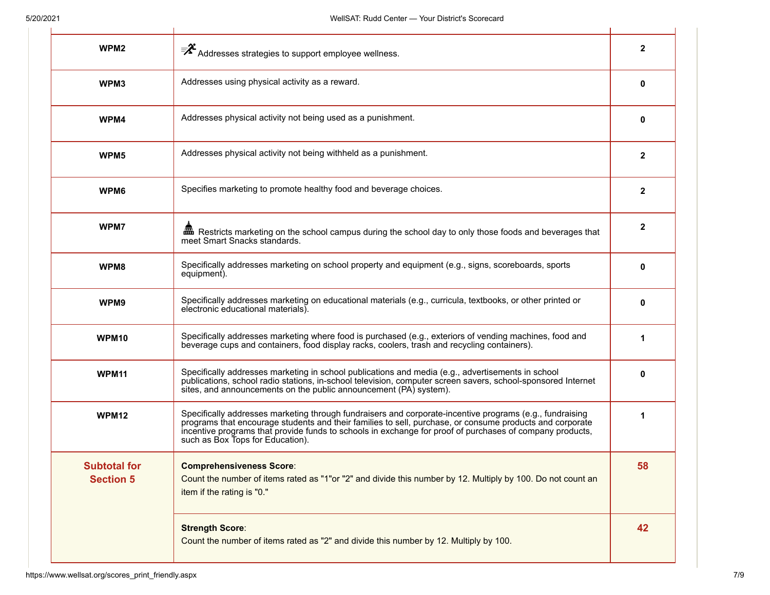| | | |
|---|---|---|
| **WPM2** | Addresses strategies to support employee wellness. | **2** |
| **WPM3** | Addresses using physical activity as a reward. | **0** |
| **WPM4** | Addresses physical activity not being used as a punishment. | **0** |
| **WPM5** | Addresses physical activity not being withheld as a punishment. | **2** |
| **WPM6** | Specifies marketing to promote healthy food and beverage choices. | **2** |
| **WPM7** | Restricts marketing on the school campus during the school day to only those foods and beverages that meet Smart Snacks standards. | **2** |
| **WPM8** | Specifically addresses marketing on school property and equipment (e.g., signs, scoreboards, sports equipment). | **0** |
| **WPM9** | Specifically addresses marketing on educational materials (e.g., curricula, textbooks, or other printed or electronic educational materials). | **0** |
| **WPM10** | Specifically addresses marketing where food is purchased (e.g., exteriors of vending machines, food and beverage cups and containers, food display racks, coolers, trash and recycling containers). | **1** |
| **WPM11** | Specifically addresses marketing in school publications and media (e.g., advertisements in school publications, school radio stations, in-school television, computer screen savers, school-sponsored Internet sites, and announcements on the public announcement (PA) system). | **0** |
| **WPM12** | Specifically addresses marketing through fundraisers and corporate-incentive programs (e.g., fundraising programs that encourage students and their families to sell, purchase, or consume products and corporate incentive programs that provide funds to schools in exchange for proof of purchases of company products, such as Box Tops for Education). | **1** |
| **Subtotal for Section 5** | **Comprehensiveness Score**: Count the number of items rated as "1"or "2" and divide this number by 12. Multiply by 100. Do not count an item if the rating is "0." | **58** |
| | **Strength Score**: Count the number of items rated as "2" and divide this number by 12. Multiply by 100. | **42** |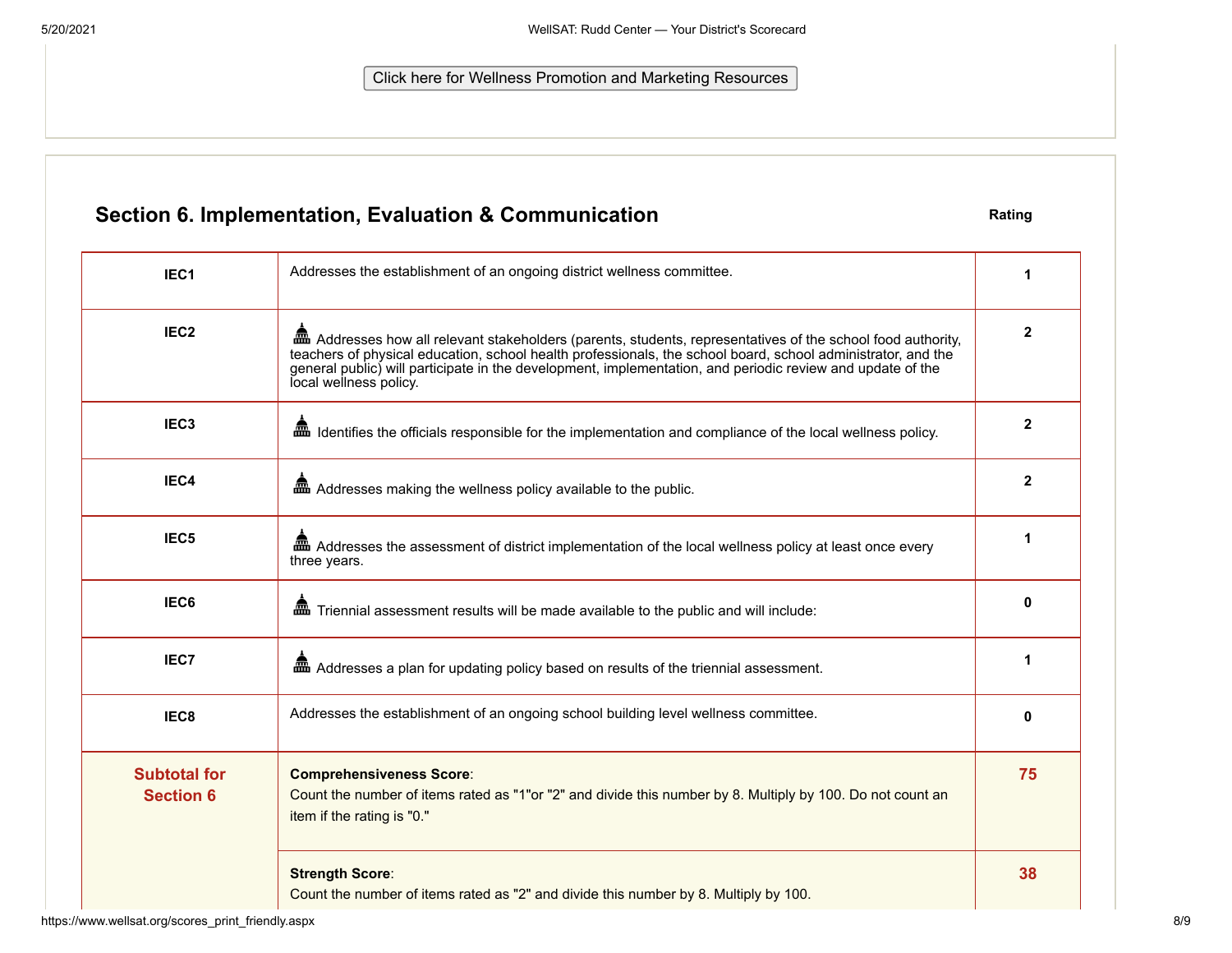Click here for Wellness Promotion and Marketing Resources

## Section 6. Implementation, Evaluation & Communication

| | | Rating |
|---|---|---|
| IEC1 | Addresses the establishment of an ongoing district wellness committee. | 1 |
| IEC2 | Addresses how all relevant stakeholders (parents, students, representatives of the school food authority, teachers of physical education, school health professionals, the school board, school administrator, and the general public) will participate in the development, implementation, and periodic review and update of the local wellness policy. | 2 |
| IEC3 | Identifies the officials responsible for the implementation and compliance of the local wellness policy. | 2 |
| IEC4 | Addresses making the wellness policy available to the public. | 2 |
| IEC5 | Addresses the assessment of district implementation of the local wellness policy at least once every three years. | 1 |
| IEC6 | Triennial assessment results will be made available to the public and will include: | 0 |
| IEC7 | Addresses a plan for updating policy based on results of the triennial assessment. | 1 |
| IEC8 | Addresses the establishment of an ongoing school building level wellness committee. | 0 |
| **Subtotal for Section 6** | **Comprehensiveness Score**: Count the number of items rated as "1"or "2" and divide this number by 8. Multiply by 100. Do not count an item if the rating is "0." | **75** |
| | **Strength Score**: Count the number of items rated as "2" and divide this number by 8. Multiply by 100. | **38** |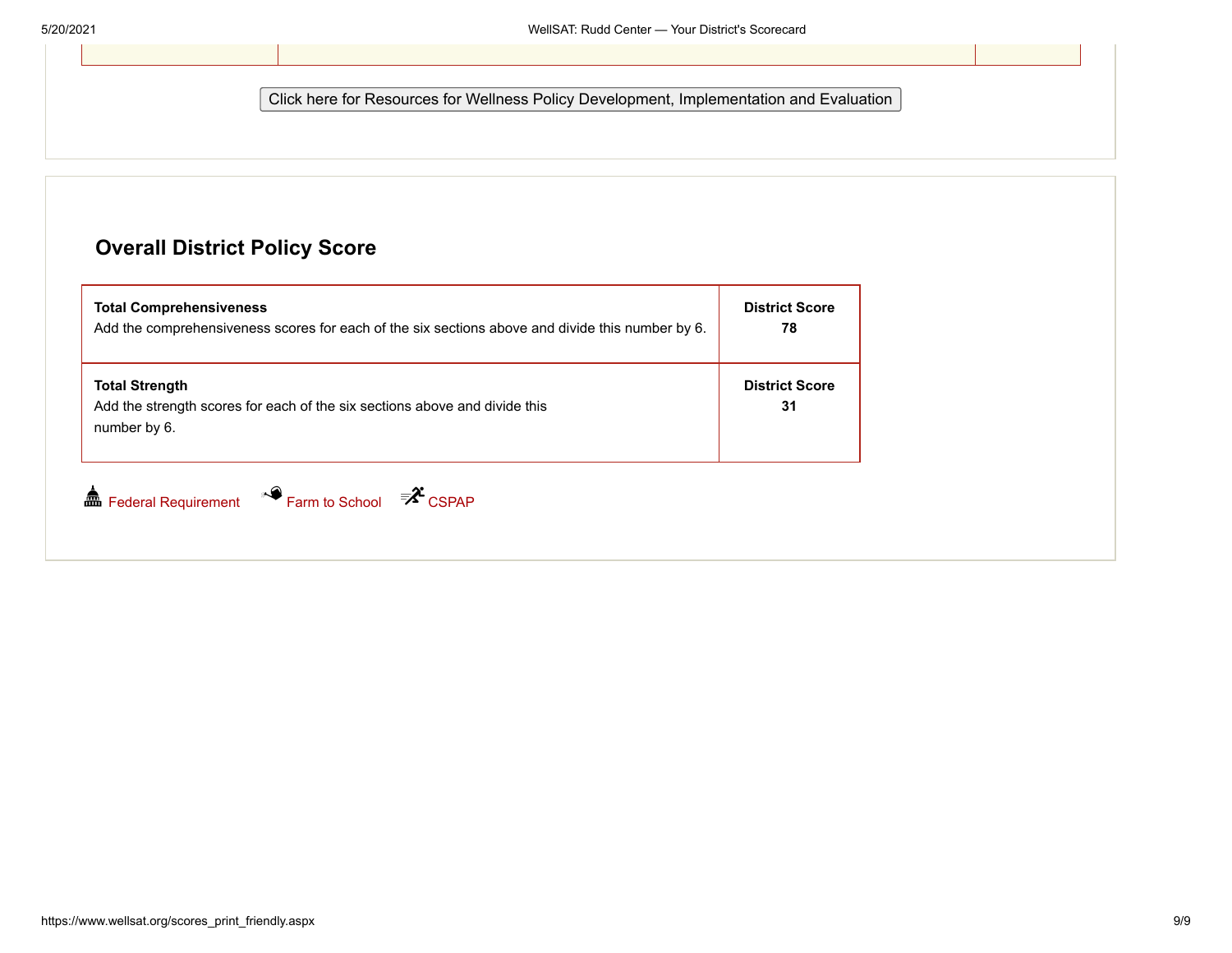Click here for Resources for Wellness Policy Development, Implementation and Evaluation

## Overall District Policy Score

| | |
|---|---|
| **Total Comprehensiveness**<br>Add the comprehensiveness scores for each of the six sections above and divide this number by 6. | **District Score**<br>**78** |
| **Total Strength**<br>Add the strength scores for each of the six sections above and divide this number by 6. | **District Score**<br>**31** |

Federal Requirement   Farm to School   CSPAP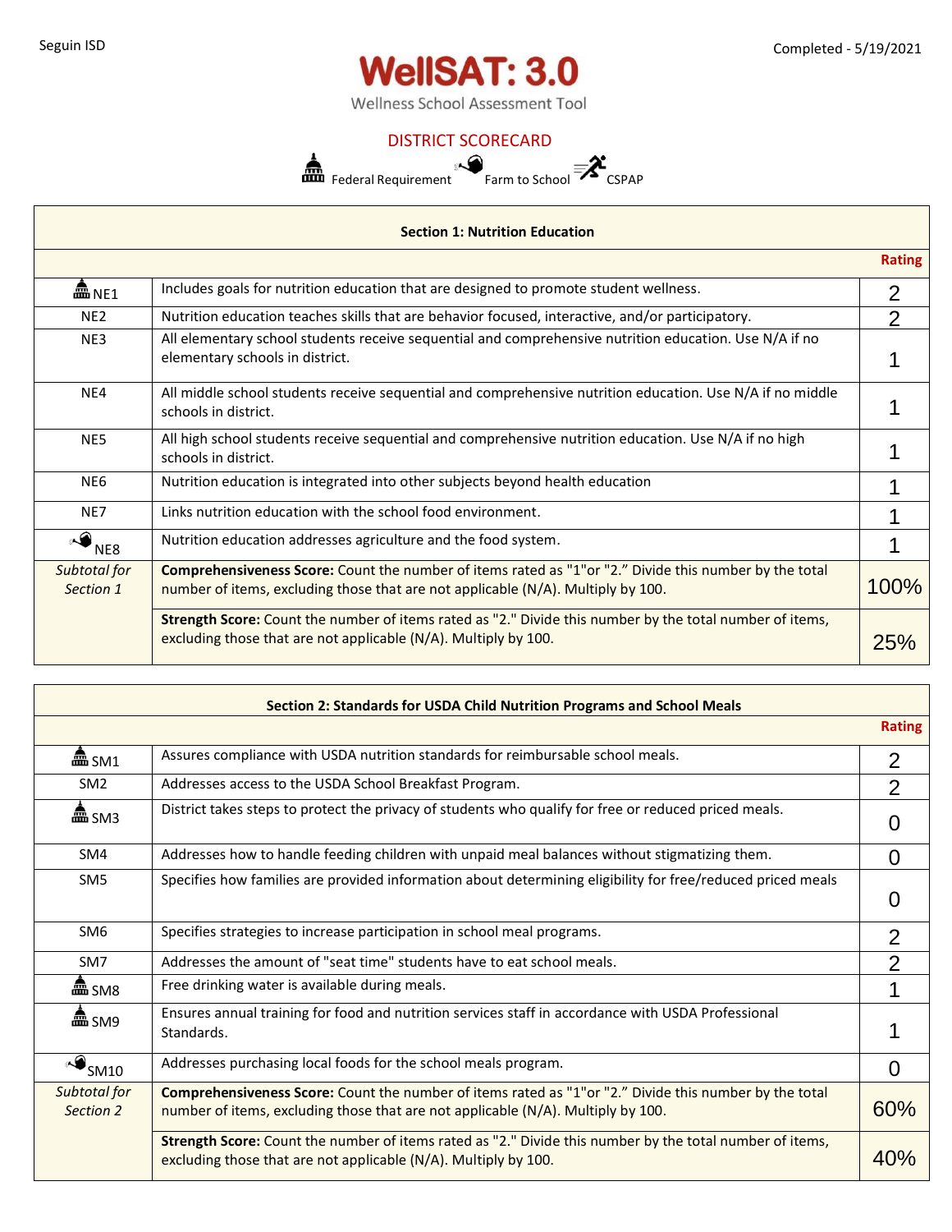Seguin ISD

Completed - 5/19/2021

# WellSAT: 3.0

Wellness School Assessment Tool

## DISTRICT SCORECARD

Federal Requirement   Farm to School   CSPAP

| Section 1: Nutrition Education | | |
|---|---|---|
| | | **Rating** |
| NE1 | Includes goals for nutrition education that are designed to promote student wellness. | 2 |
| NE2 | Nutrition education teaches skills that are behavior focused, interactive, and/or participatory. | 2 |
| NE3 | All elementary school students receive sequential and comprehensive nutrition education. Use N/A if no elementary schools in district. | 1 |
| NE4 | All middle school students receive sequential and comprehensive nutrition education. Use N/A if no middle schools in district. | 1 |
| NE5 | All high school students receive sequential and comprehensive nutrition education. Use N/A if no high schools in district. | 1 |
| NE6 | Nutrition education is integrated into other subjects beyond health education | 1 |
| NE7 | Links nutrition education with the school food environment. | 1 |
| NE8 | Nutrition education addresses agriculture and the food system. | 1 |
| *Subtotal for Section 1* | **Comprehensiveness Score:** Count the number of items rated as "1"or "2." Divide this number by the total number of items, excluding those that are not applicable (N/A). Multiply by 100. | 100% |
| | **Strength Score:** Count the number of items rated as "2." Divide this number by the total number of items, excluding those that are not applicable (N/A). Multiply by 100. | 25% |

| Section 2: Standards for USDA Child Nutrition Programs and School Meals | | |
|---|---|---|
| | | **Rating** |
| SM1 | Assures compliance with USDA nutrition standards for reimbursable school meals. | 2 |
| SM2 | Addresses access to the USDA School Breakfast Program. | 2 |
| SM3 | District takes steps to protect the privacy of students who qualify for free or reduced priced meals. | 0 |
| SM4 | Addresses how to handle feeding children with unpaid meal balances without stigmatizing them. | 0 |
| SM5 | Specifies how families are provided information about determining eligibility for free/reduced priced meals | 0 |
| SM6 | Specifies strategies to increase participation in school meal programs. | 2 |
| SM7 | Addresses the amount of "seat time" students have to eat school meals. | 2 |
| SM8 | Free drinking water is available during meals. | 1 |
| SM9 | Ensures annual training for food and nutrition services staff in accordance with USDA Professional Standards. | 1 |
| SM10 | Addresses purchasing local foods for the school meals program. | 0 |
| *Subtotal for Section 2* | **Comprehensiveness Score:** Count the number of items rated as "1"or "2." Divide this number by the total number of items, excluding those that are not applicable (N/A). Multiply by 100. | 60% |
| | **Strength Score:** Count the number of items rated as "2." Divide this number by the total number of items, excluding those that are not applicable (N/A). Multiply by 100. | 40% |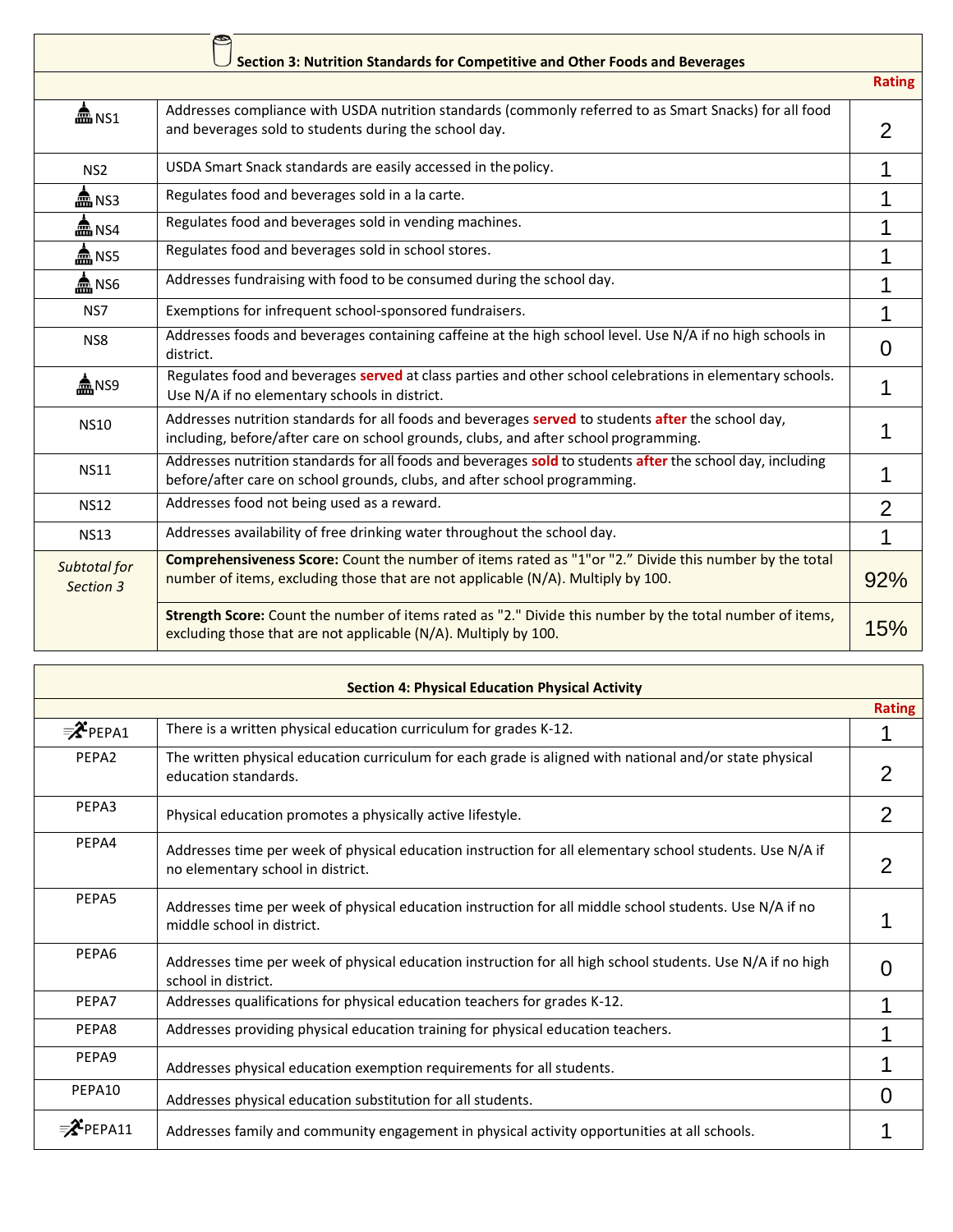| Section 3: Nutrition Standards for Competitive and Other Foods and Beverages | | |
|---|---|---|
| | | **Rating** |
| NS1 | Addresses compliance with USDA nutrition standards (commonly referred to as Smart Snacks) for all food and beverages sold to students during the school day. | 2 |
| NS2 | USDA Smart Snack standards are easily accessed in the policy. | 1 |
| NS3 | Regulates food and beverages sold in a la carte. | 1 |
| NS4 | Regulates food and beverages sold in vending machines. | 1 |
| NS5 | Regulates food and beverages sold in school stores. | 1 |
| NS6 | Addresses fundraising with food to be consumed during the school day. | 1 |
| NS7 | Exemptions for infrequent school-sponsored fundraisers. | 1 |
| NS8 | Addresses foods and beverages containing caffeine at the high school level. Use N/A if no high schools in district. | 0 |
| NS9 | Regulates food and beverages **served** at class parties and other school celebrations in elementary schools. Use N/A if no elementary schools in district. | 1 |
| NS10 | Addresses nutrition standards for all foods and beverages **served** to students **after** the school day, including, before/after care on school grounds, clubs, and after school programming. | 1 |
| NS11 | Addresses nutrition standards for all foods and beverages **sold** to students **after** the school day, including before/after care on school grounds, clubs, and after school programming. | 1 |
| NS12 | Addresses food not being used as a reward. | 2 |
| NS13 | Addresses availability of free drinking water throughout the school day. | 1 |
| *Subtotal for Section 3* | **Comprehensiveness Score:** Count the number of items rated as "1"or "2." Divide this number by the total number of items, excluding those that are not applicable (N/A). Multiply by 100. | 92% |
| | **Strength Score:** Count the number of items rated as "2." Divide this number by the total number of items, excluding those that are not applicable (N/A). Multiply by 100. | 15% |

| Section 4: Physical Education Physical Activity | | |
|---|---|---|
| | | **Rating** |
| PEPA1 | There is a written physical education curriculum for grades K-12. | 1 |
| PEPA2 | The written physical education curriculum for each grade is aligned with national and/or state physical education standards. | 2 |
| PEPA3 | Physical education promotes a physically active lifestyle. | 2 |
| PEPA4 | Addresses time per week of physical education instruction for all elementary school students. Use N/A if no elementary school in district. | 2 |
| PEPA5 | Addresses time per week of physical education instruction for all middle school students. Use N/A if no middle school in district. | 1 |
| PEPA6 | Addresses time per week of physical education instruction for all high school students. Use N/A if no high school in district. | 0 |
| PEPA7 | Addresses qualifications for physical education teachers for grades K-12. | 1 |
| PEPA8 | Addresses providing physical education training for physical education teachers. | 1 |
| PEPA9 | Addresses physical education exemption requirements for all students. | 1 |
| PEPA10 | Addresses physical education substitution for all students. | 0 |
| PEPA11 | Addresses family and community engagement in physical activity opportunities at all schools. | 1 |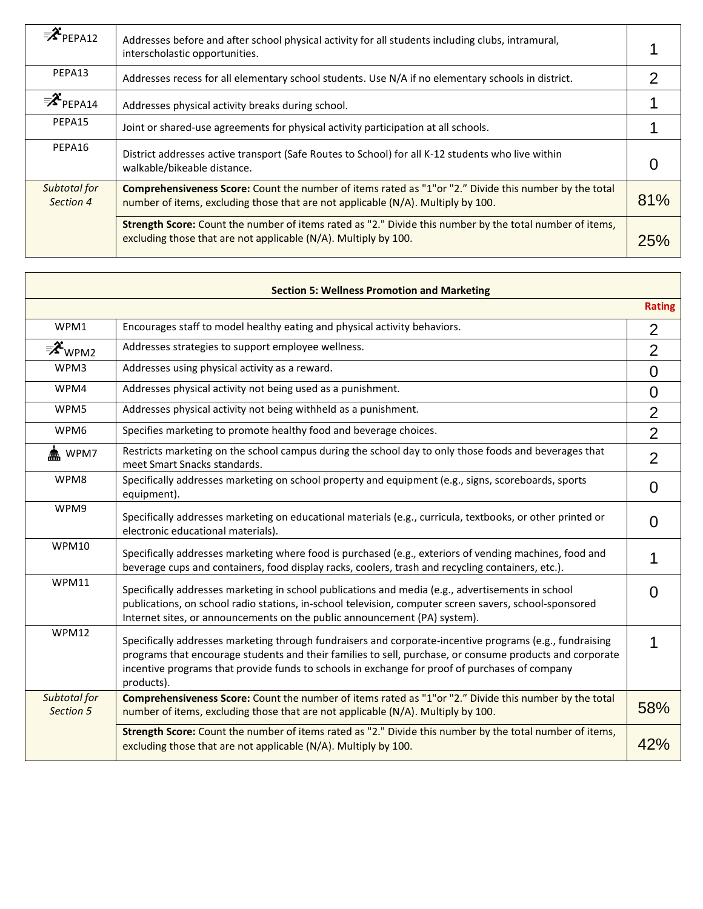| | | |
|---|---|---|
| PEPA12 | Addresses before and after school physical activity for all students including clubs, intramural, interscholastic opportunities. | 1 |
| PEPA13 | Addresses recess for all elementary school students. Use N/A if no elementary schools in district. | 2 |
| PEPA14 | Addresses physical activity breaks during school. | 1 |
| PEPA15 | Joint or shared-use agreements for physical activity participation at all schools. | 1 |
| PEPA16 | District addresses active transport (Safe Routes to School) for all K-12 students who live within walkable/bikeable distance. | 0 |
| *Subtotal for Section 4* | **Comprehensiveness Score:** Count the number of items rated as "1"or "2." Divide this number by the total number of items, excluding those that are not applicable (N/A). Multiply by 100. | 81% |
| | **Strength Score:** Count the number of items rated as "2." Divide this number by the total number of items, excluding those that are not applicable (N/A). Multiply by 100. | 25% |

| **Section 5: Wellness Promotion and Marketing** | | |
|---|---|---|
| | | **Rating** |
| WPM1 | Encourages staff to model healthy eating and physical activity behaviors. | 2 |
| WPM2 | Addresses strategies to support employee wellness. | 2 |
| WPM3 | Addresses using physical activity as a reward. | 0 |
| WPM4 | Addresses physical activity not being used as a punishment. | 0 |
| WPM5 | Addresses physical activity not being withheld as a punishment. | 2 |
| WPM6 | Specifies marketing to promote healthy food and beverage choices. | 2 |
| WPM7 | Restricts marketing on the school campus during the school day to only those foods and beverages that meet Smart Snacks standards. | 2 |
| WPM8 | Specifically addresses marketing on school property and equipment (e.g., signs, scoreboards, sports equipment). | 0 |
| WPM9 | Specifically addresses marketing on educational materials (e.g., curricula, textbooks, or other printed or electronic educational materials). | 0 |
| WPM10 | Specifically addresses marketing where food is purchased (e.g., exteriors of vending machines, food and beverage cups and containers, food display racks, coolers, trash and recycling containers, etc.). | 1 |
| WPM11 | Specifically addresses marketing in school publications and media (e.g., advertisements in school publications, on school radio stations, in-school television, computer screen savers, school-sponsored Internet sites, or announcements on the public announcement (PA) system). | 0 |
| WPM12 | Specifically addresses marketing through fundraisers and corporate-incentive programs (e.g., fundraising programs that encourage students and their families to sell, purchase, or consume products and corporate incentive programs that provide funds to schools in exchange for proof of purchases of company products). | 1 |
| *Subtotal for Section 5* | **Comprehensiveness Score:** Count the number of items rated as "1"or "2." Divide this number by the total number of items, excluding those that are not applicable (N/A). Multiply by 100. | 58% |
| | **Strength Score:** Count the number of items rated as "2." Divide this number by the total number of items, excluding those that are not applicable (N/A). Multiply by 100. | 42% |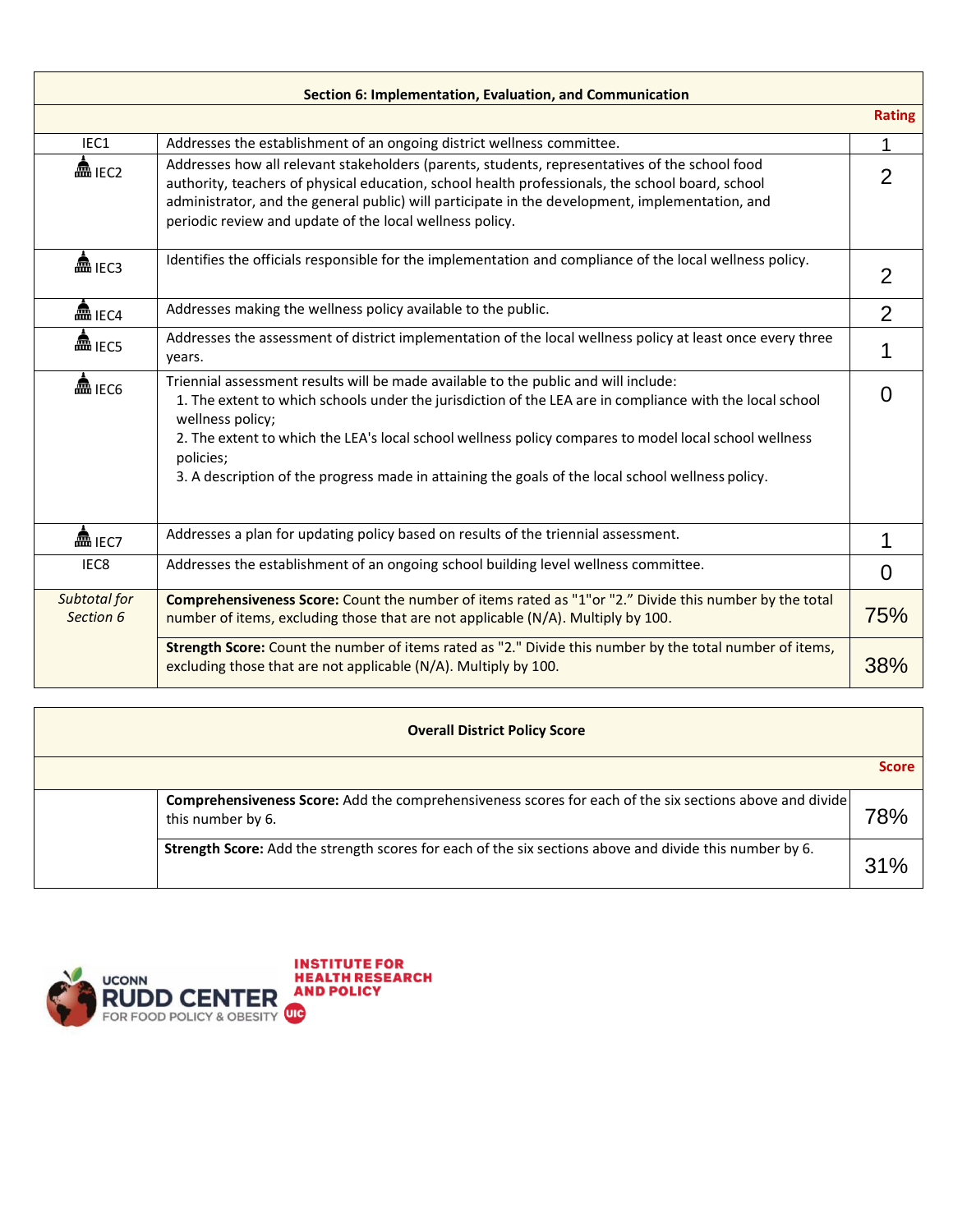| Section 6: Implementation, Evaluation, and Communication | | |
|---|---|---|
| | | **Rating** |
| IEC1 | Addresses the establishment of an ongoing district wellness committee. | 1 |
| IEC2 | Addresses how all relevant stakeholders (parents, students, representatives of the school food authority, teachers of physical education, school health professionals, the school board, school administrator, and the general public) will participate in the development, implementation, and periodic review and update of the local wellness policy. | 2 |
| IEC3 | Identifies the officials responsible for the implementation and compliance of the local wellness policy. | 2 |
| IEC4 | Addresses making the wellness policy available to the public. | 2 |
| IEC5 | Addresses the assessment of district implementation of the local wellness policy at least once every three years. | 1 |
| IEC6 | Triennial assessment results will be made available to the public and will include:<br>1. The extent to which schools under the jurisdiction of the LEA are in compliance with the local school wellness policy;<br>2. The extent to which the LEA's local school wellness policy compares to model local school wellness policies;<br>3. A description of the progress made in attaining the goals of the local school wellness policy. | 0 |
| IEC7 | Addresses a plan for updating policy based on results of the triennial assessment. | 1 |
| IEC8 | Addresses the establishment of an ongoing school building level wellness committee. | 0 |
| *Subtotal for Section 6* | **Comprehensiveness Score:** Count the number of items rated as "1"or "2." Divide this number by the total number of items, excluding those that are not applicable (N/A). Multiply by 100. | 75% |
| | **Strength Score:** Count the number of items rated as "2." Divide this number by the total number of items, excluding those that are not applicable (N/A). Multiply by 100. | 38% |

| Overall District Policy Score | | |
|---|---|---|
| | | **Score** |
| | **Comprehensiveness Score:** Add the comprehensiveness scores for each of the six sections above and divide this number by 6. | 78% |
| | **Strength Score:** Add the strength scores for each of the six sections above and divide this number by 6. | 31% |

UCONN RUDD CENTER FOR FOOD POLICY & OBESITY

INSTITUTE FOR HEALTH RESEARCH AND POLICY UIC